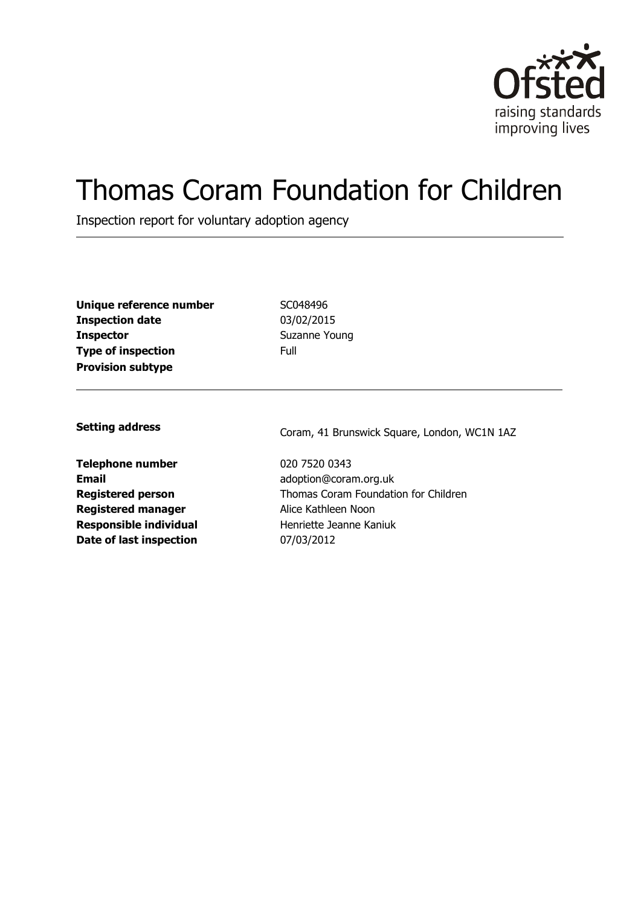Ofsted
raising standards
improving lives

# Thomas Coram Foundation for Children

Inspection report for voluntary adoption agency

| | |
|---|---|
| **Unique reference number** | SC048496 |
| **Inspection date** | 03/02/2015 |
| **Inspector** | Suzanne Young |
| **Type of inspection** | Full |
| **Provision subtype** | |

| | |
|---|---|
| **Setting address** | Coram, 41 Brunswick Square, London, WC1N 1AZ |
| **Telephone number** | 020 7520 0343 |
| **Email** | adoption@coram.org.uk |
| **Registered person** | Thomas Coram Foundation for Children |
| **Registered manager** | Alice Kathleen Noon |
| **Responsible individual** | Henriette Jeanne Kaniuk |
| **Date of last inspection** | 07/03/2012 |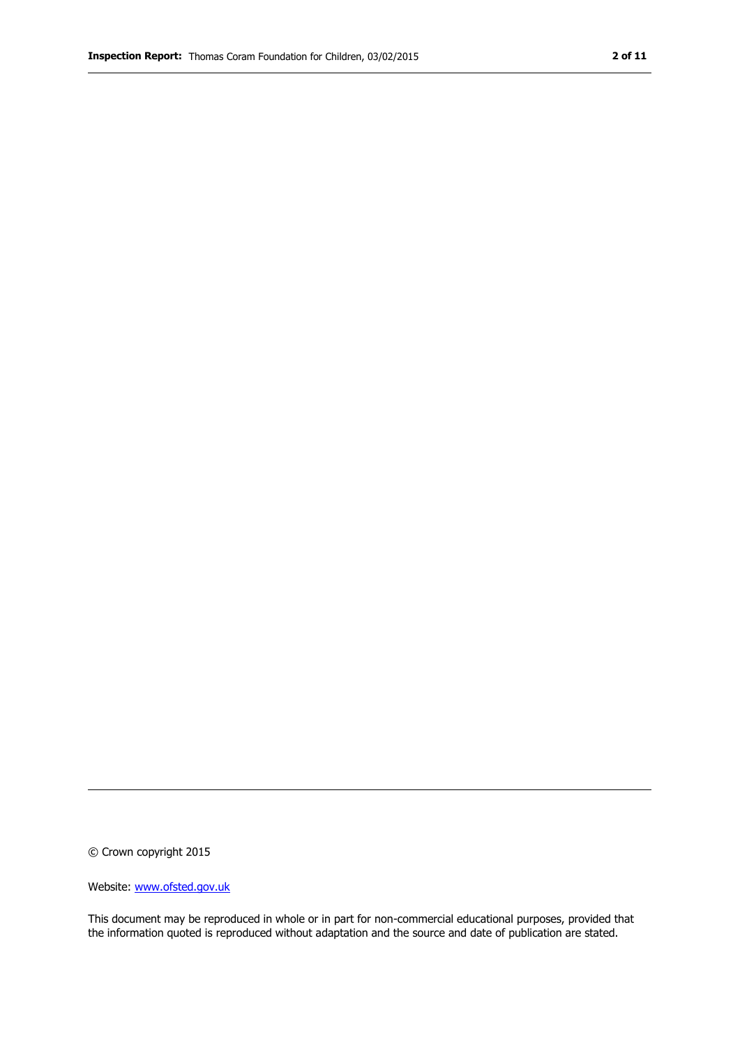© Crown copyright 2015

Website: www.ofsted.gov.uk

This document may be reproduced in whole or in part for non-commercial educational purposes, provided that the information quoted is reproduced without adaptation and the source and date of publication are stated.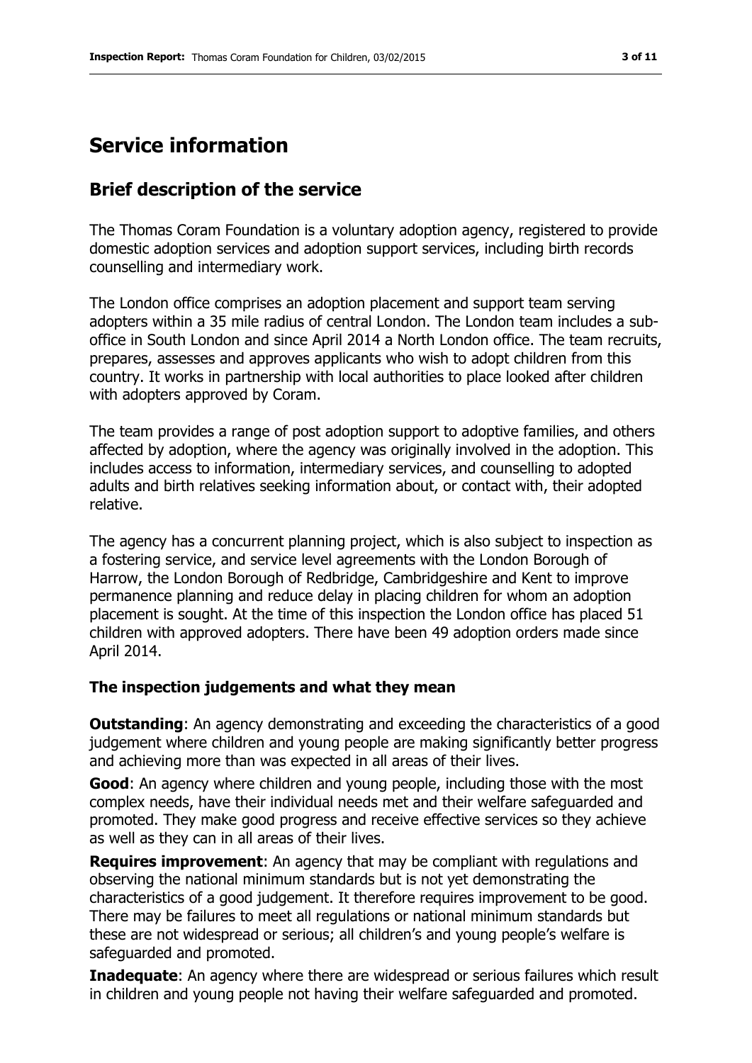# Service information

## Brief description of the service

The Thomas Coram Foundation is a voluntary adoption agency, registered to provide domestic adoption services and adoption support services, including birth records counselling and intermediary work.

The London office comprises an adoption placement and support team serving adopters within a 35 mile radius of central London. The London team includes a sub-office in South London and since April 2014 a North London office. The team recruits, prepares, assesses and approves applicants who wish to adopt children from this country. It works in partnership with local authorities to place looked after children with adopters approved by Coram.

The team provides a range of post adoption support to adoptive families, and others affected by adoption, where the agency was originally involved in the adoption. This includes access to information, intermediary services, and counselling to adopted adults and birth relatives seeking information about, or contact with, their adopted relative.

The agency has a concurrent planning project, which is also subject to inspection as a fostering service, and service level agreements with the London Borough of Harrow, the London Borough of Redbridge, Cambridgeshire and Kent to improve permanence planning and reduce delay in placing children for whom an adoption placement is sought. At the time of this inspection the London office has placed 51 children with approved adopters. There have been 49 adoption orders made since April 2014.

### The inspection judgements and what they mean

**Outstanding**: An agency demonstrating and exceeding the characteristics of a good judgement where children and young people are making significantly better progress and achieving more than was expected in all areas of their lives.

**Good**: An agency where children and young people, including those with the most complex needs, have their individual needs met and their welfare safeguarded and promoted. They make good progress and receive effective services so they achieve as well as they can in all areas of their lives.

**Requires improvement**: An agency that may be compliant with regulations and observing the national minimum standards but is not yet demonstrating the characteristics of a good judgement. It therefore requires improvement to be good. There may be failures to meet all regulations or national minimum standards but these are not widespread or serious; all children's and young people's welfare is safeguarded and promoted.

**Inadequate**: An agency where there are widespread or serious failures which result in children and young people not having their welfare safeguarded and promoted.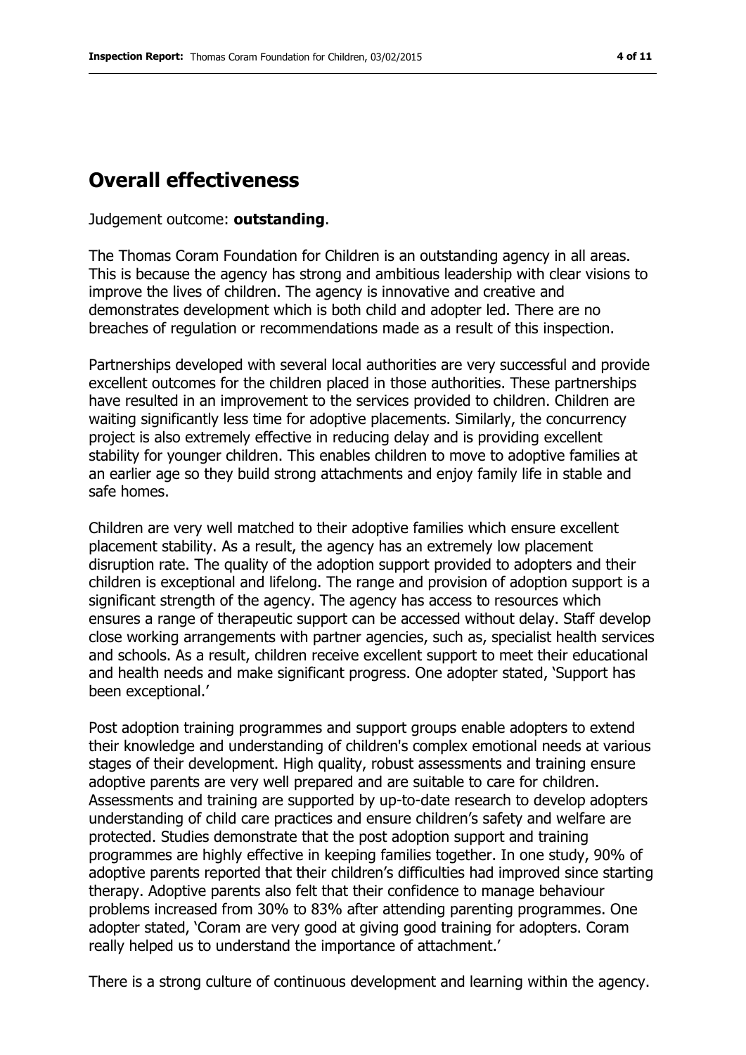## Overall effectiveness

Judgement outcome: **outstanding**.

The Thomas Coram Foundation for Children is an outstanding agency in all areas. This is because the agency has strong and ambitious leadership with clear visions to improve the lives of children. The agency is innovative and creative and demonstrates development which is both child and adopter led. There are no breaches of regulation or recommendations made as a result of this inspection.

Partnerships developed with several local authorities are very successful and provide excellent outcomes for the children placed in those authorities. These partnerships have resulted in an improvement to the services provided to children. Children are waiting significantly less time for adoptive placements. Similarly, the concurrency project is also extremely effective in reducing delay and is providing excellent stability for younger children. This enables children to move to adoptive families at an earlier age so they build strong attachments and enjoy family life in stable and safe homes.

Children are very well matched to their adoptive families which ensure excellent placement stability. As a result, the agency has an extremely low placement disruption rate. The quality of the adoption support provided to adopters and their children is exceptional and lifelong. The range and provision of adoption support is a significant strength of the agency. The agency has access to resources which ensures a range of therapeutic support can be accessed without delay. Staff develop close working arrangements with partner agencies, such as, specialist health services and schools. As a result, children receive excellent support to meet their educational and health needs and make significant progress. One adopter stated, 'Support has been exceptional.'

Post adoption training programmes and support groups enable adopters to extend their knowledge and understanding of children's complex emotional needs at various stages of their development. High quality, robust assessments and training ensure adoptive parents are very well prepared and are suitable to care for children. Assessments and training are supported by up-to-date research to develop adopters understanding of child care practices and ensure children's safety and welfare are protected. Studies demonstrate that the post adoption support and training programmes are highly effective in keeping families together. In one study, 90% of adoptive parents reported that their children's difficulties had improved since starting therapy. Adoptive parents also felt that their confidence to manage behaviour problems increased from 30% to 83% after attending parenting programmes. One adopter stated, 'Coram are very good at giving good training for adopters. Coram really helped us to understand the importance of attachment.'

There is a strong culture of continuous development and learning within the agency.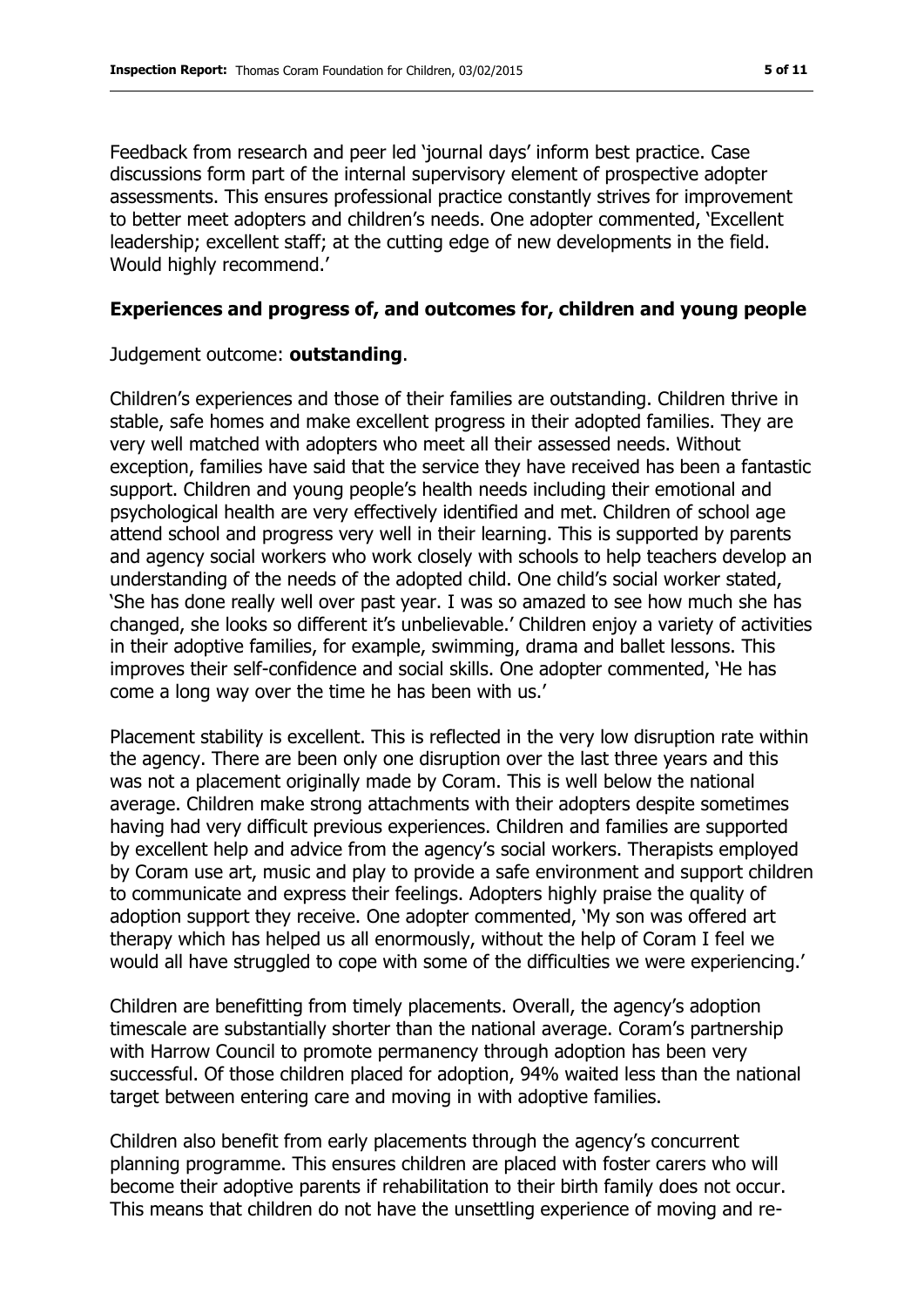Feedback from research and peer led 'journal days' inform best practice. Case discussions form part of the internal supervisory element of prospective adopter assessments. This ensures professional practice constantly strives for improvement to better meet adopters and children's needs. One adopter commented, 'Excellent leadership; excellent staff; at the cutting edge of new developments in the field. Would highly recommend.'

### Experiences and progress of, and outcomes for, children and young people

Judgement outcome: **outstanding**.

Children's experiences and those of their families are outstanding. Children thrive in stable, safe homes and make excellent progress in their adopted families. They are very well matched with adopters who meet all their assessed needs. Without exception, families have said that the service they have received has been a fantastic support. Children and young people's health needs including their emotional and psychological health are very effectively identified and met. Children of school age attend school and progress very well in their learning. This is supported by parents and agency social workers who work closely with schools to help teachers develop an understanding of the needs of the adopted child. One child's social worker stated, 'She has done really well over past year. I was so amazed to see how much she has changed, she looks so different it's unbelievable.' Children enjoy a variety of activities in their adoptive families, for example, swimming, drama and ballet lessons. This improves their self-confidence and social skills. One adopter commented, 'He has come a long way over the time he has been with us.'

Placement stability is excellent. This is reflected in the very low disruption rate within the agency. There are been only one disruption over the last three years and this was not a placement originally made by Coram. This is well below the national average. Children make strong attachments with their adopters despite sometimes having had very difficult previous experiences. Children and families are supported by excellent help and advice from the agency's social workers. Therapists employed by Coram use art, music and play to provide a safe environment and support children to communicate and express their feelings. Adopters highly praise the quality of adoption support they receive. One adopter commented, 'My son was offered art therapy which has helped us all enormously, without the help of Coram I feel we would all have struggled to cope with some of the difficulties we were experiencing.'

Children are benefitting from timely placements. Overall, the agency's adoption timescale are substantially shorter than the national average. Coram's partnership with Harrow Council to promote permanency through adoption has been very successful. Of those children placed for adoption, 94% waited less than the national target between entering care and moving in with adoptive families.

Children also benefit from early placements through the agency's concurrent planning programme. This ensures children are placed with foster carers who will become their adoptive parents if rehabilitation to their birth family does not occur. This means that children do not have the unsettling experience of moving and re-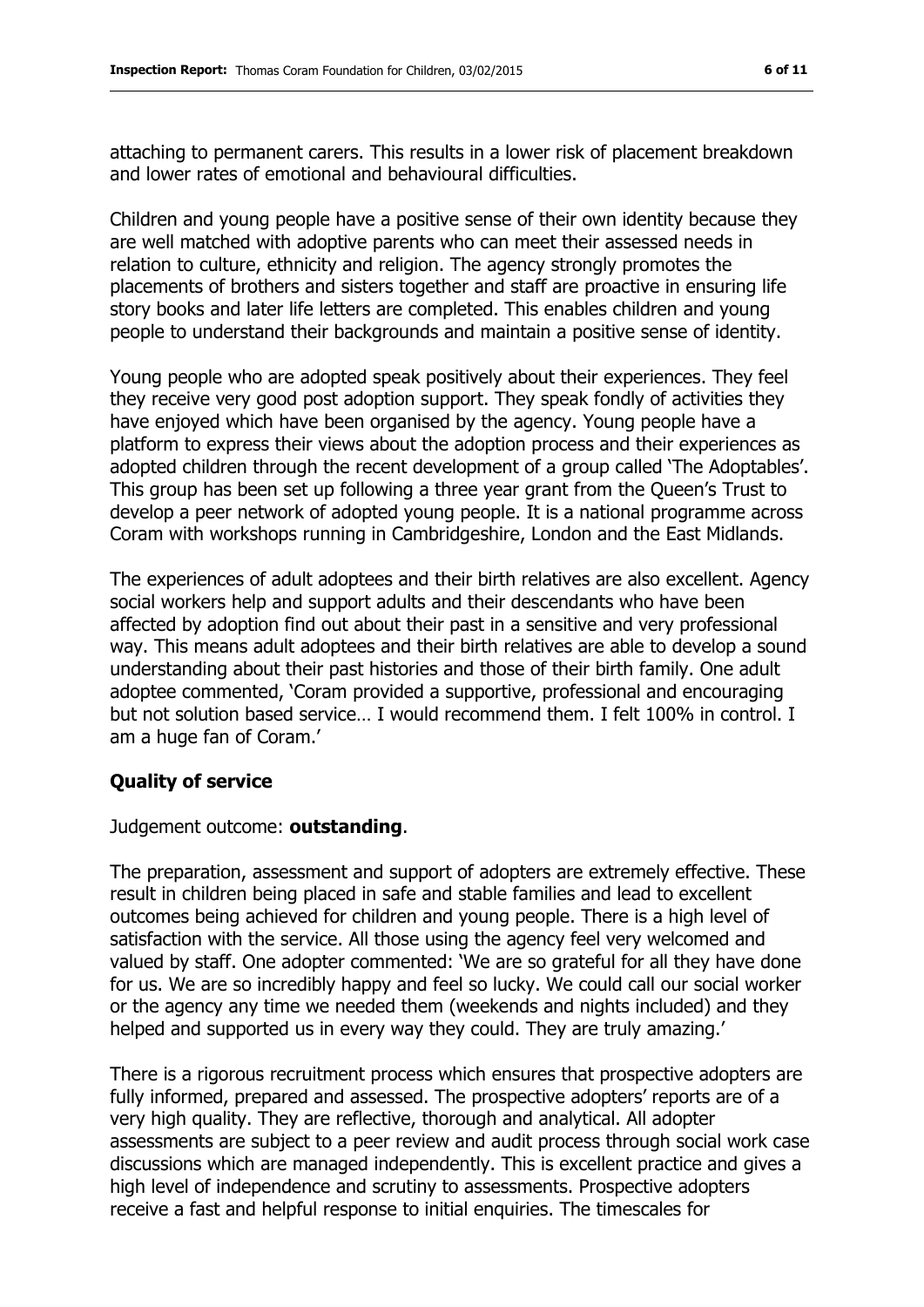attaching to permanent carers. This results in a lower risk of placement breakdown and lower rates of emotional and behavioural difficulties.

Children and young people have a positive sense of their own identity because they are well matched with adoptive parents who can meet their assessed needs in relation to culture, ethnicity and religion. The agency strongly promotes the placements of brothers and sisters together and staff are proactive in ensuring life story books and later life letters are completed. This enables children and young people to understand their backgrounds and maintain a positive sense of identity.

Young people who are adopted speak positively about their experiences. They feel they receive very good post adoption support. They speak fondly of activities they have enjoyed which have been organised by the agency. Young people have a platform to express their views about the adoption process and their experiences as adopted children through the recent development of a group called 'The Adoptables'. This group has been set up following a three year grant from the Queen's Trust to develop a peer network of adopted young people. It is a national programme across Coram with workshops running in Cambridgeshire, London and the East Midlands.

The experiences of adult adoptees and their birth relatives are also excellent. Agency social workers help and support adults and their descendants who have been affected by adoption find out about their past in a sensitive and very professional way. This means adult adoptees and their birth relatives are able to develop a sound understanding about their past histories and those of their birth family. One adult adoptee commented, 'Coram provided a supportive, professional and encouraging but not solution based service… I would recommend them. I felt 100% in control. I am a huge fan of Coram.'

## Quality of service

Judgement outcome: **outstanding**.

The preparation, assessment and support of adopters are extremely effective. These result in children being placed in safe and stable families and lead to excellent outcomes being achieved for children and young people. There is a high level of satisfaction with the service. All those using the agency feel very welcomed and valued by staff. One adopter commented: 'We are so grateful for all they have done for us. We are so incredibly happy and feel so lucky. We could call our social worker or the agency any time we needed them (weekends and nights included) and they helped and supported us in every way they could. They are truly amazing.'

There is a rigorous recruitment process which ensures that prospective adopters are fully informed, prepared and assessed. The prospective adopters' reports are of a very high quality. They are reflective, thorough and analytical. All adopter assessments are subject to a peer review and audit process through social work case discussions which are managed independently. This is excellent practice and gives a high level of independence and scrutiny to assessments. Prospective adopters receive a fast and helpful response to initial enquiries. The timescales for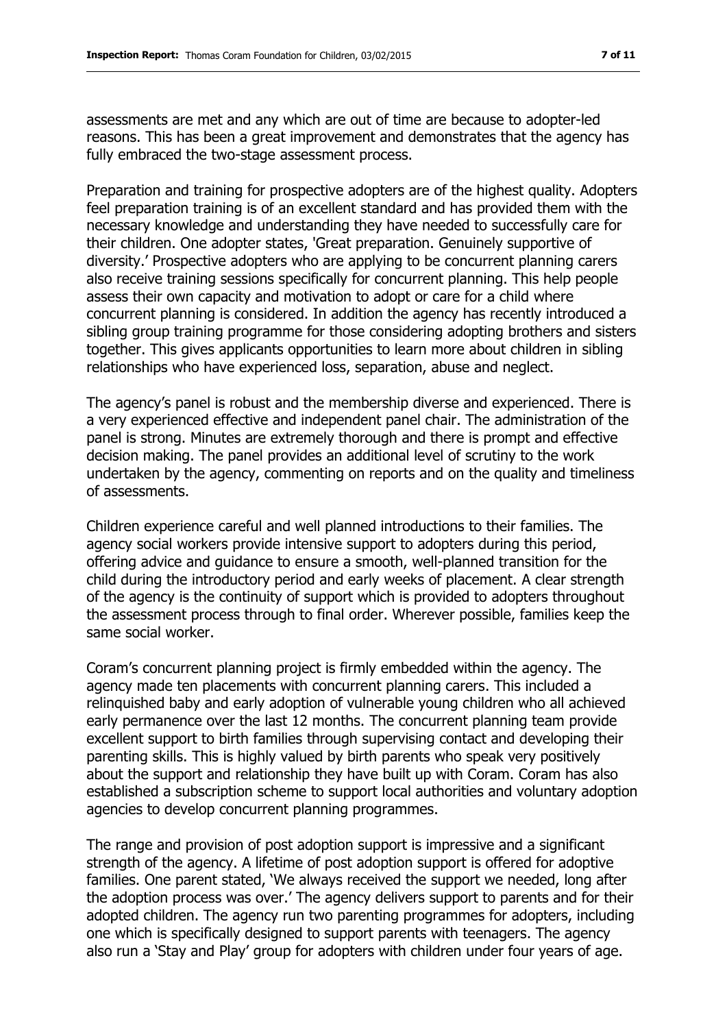assessments are met and any which are out of time are because to adopter-led reasons. This has been a great improvement and demonstrates that the agency has fully embraced the two-stage assessment process.

Preparation and training for prospective adopters are of the highest quality. Adopters feel preparation training is of an excellent standard and has provided them with the necessary knowledge and understanding they have needed to successfully care for their children. One adopter states, 'Great preparation. Genuinely supportive of diversity.' Prospective adopters who are applying to be concurrent planning carers also receive training sessions specifically for concurrent planning. This help people assess their own capacity and motivation to adopt or care for a child where concurrent planning is considered. In addition the agency has recently introduced a sibling group training programme for those considering adopting brothers and sisters together. This gives applicants opportunities to learn more about children in sibling relationships who have experienced loss, separation, abuse and neglect.

The agency's panel is robust and the membership diverse and experienced. There is a very experienced effective and independent panel chair. The administration of the panel is strong. Minutes are extremely thorough and there is prompt and effective decision making. The panel provides an additional level of scrutiny to the work undertaken by the agency, commenting on reports and on the quality and timeliness of assessments.

Children experience careful and well planned introductions to their families. The agency social workers provide intensive support to adopters during this period, offering advice and guidance to ensure a smooth, well-planned transition for the child during the introductory period and early weeks of placement. A clear strength of the agency is the continuity of support which is provided to adopters throughout the assessment process through to final order. Wherever possible, families keep the same social worker.

Coram's concurrent planning project is firmly embedded within the agency. The agency made ten placements with concurrent planning carers. This included a relinquished baby and early adoption of vulnerable young children who all achieved early permanence over the last 12 months. The concurrent planning team provide excellent support to birth families through supervising contact and developing their parenting skills. This is highly valued by birth parents who speak very positively about the support and relationship they have built up with Coram. Coram has also established a subscription scheme to support local authorities and voluntary adoption agencies to develop concurrent planning programmes.

The range and provision of post adoption support is impressive and a significant strength of the agency. A lifetime of post adoption support is offered for adoptive families. One parent stated, 'We always received the support we needed, long after the adoption process was over.' The agency delivers support to parents and for their adopted children. The agency run two parenting programmes for adopters, including one which is specifically designed to support parents with teenagers. The agency also run a 'Stay and Play' group for adopters with children under four years of age.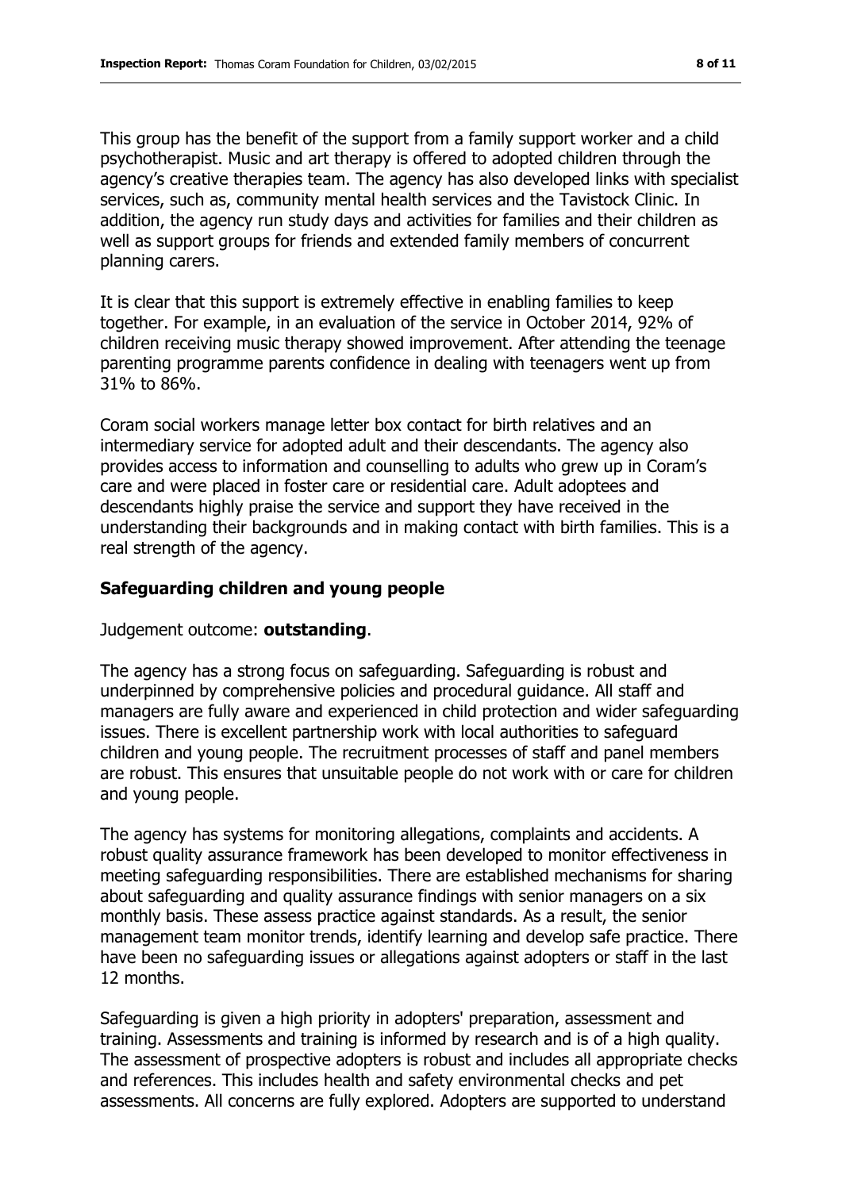This group has the benefit of the support from a family support worker and a child psychotherapist. Music and art therapy is offered to adopted children through the agency's creative therapies team. The agency has also developed links with specialist services, such as, community mental health services and the Tavistock Clinic. In addition, the agency run study days and activities for families and their children as well as support groups for friends and extended family members of concurrent planning carers.

It is clear that this support is extremely effective in enabling families to keep together. For example, in an evaluation of the service in October 2014, 92% of children receiving music therapy showed improvement. After attending the teenage parenting programme parents confidence in dealing with teenagers went up from 31% to 86%.

Coram social workers manage letter box contact for birth relatives and an intermediary service for adopted adult and their descendants. The agency also provides access to information and counselling to adults who grew up in Coram's care and were placed in foster care or residential care. Adult adoptees and descendants highly praise the service and support they have received in the understanding their backgrounds and in making contact with birth families. This is a real strength of the agency.

## Safeguarding children and young people

Judgement outcome: **outstanding**.

The agency has a strong focus on safeguarding. Safeguarding is robust and underpinned by comprehensive policies and procedural guidance. All staff and managers are fully aware and experienced in child protection and wider safeguarding issues. There is excellent partnership work with local authorities to safeguard children and young people. The recruitment processes of staff and panel members are robust. This ensures that unsuitable people do not work with or care for children and young people.

The agency has systems for monitoring allegations, complaints and accidents. A robust quality assurance framework has been developed to monitor effectiveness in meeting safeguarding responsibilities. There are established mechanisms for sharing about safeguarding and quality assurance findings with senior managers on a six monthly basis. These assess practice against standards. As a result, the senior management team monitor trends, identify learning and develop safe practice. There have been no safeguarding issues or allegations against adopters or staff in the last 12 months.

Safeguarding is given a high priority in adopters' preparation, assessment and training. Assessments and training is informed by research and is of a high quality. The assessment of prospective adopters is robust and includes all appropriate checks and references. This includes health and safety environmental checks and pet assessments. All concerns are fully explored. Adopters are supported to understand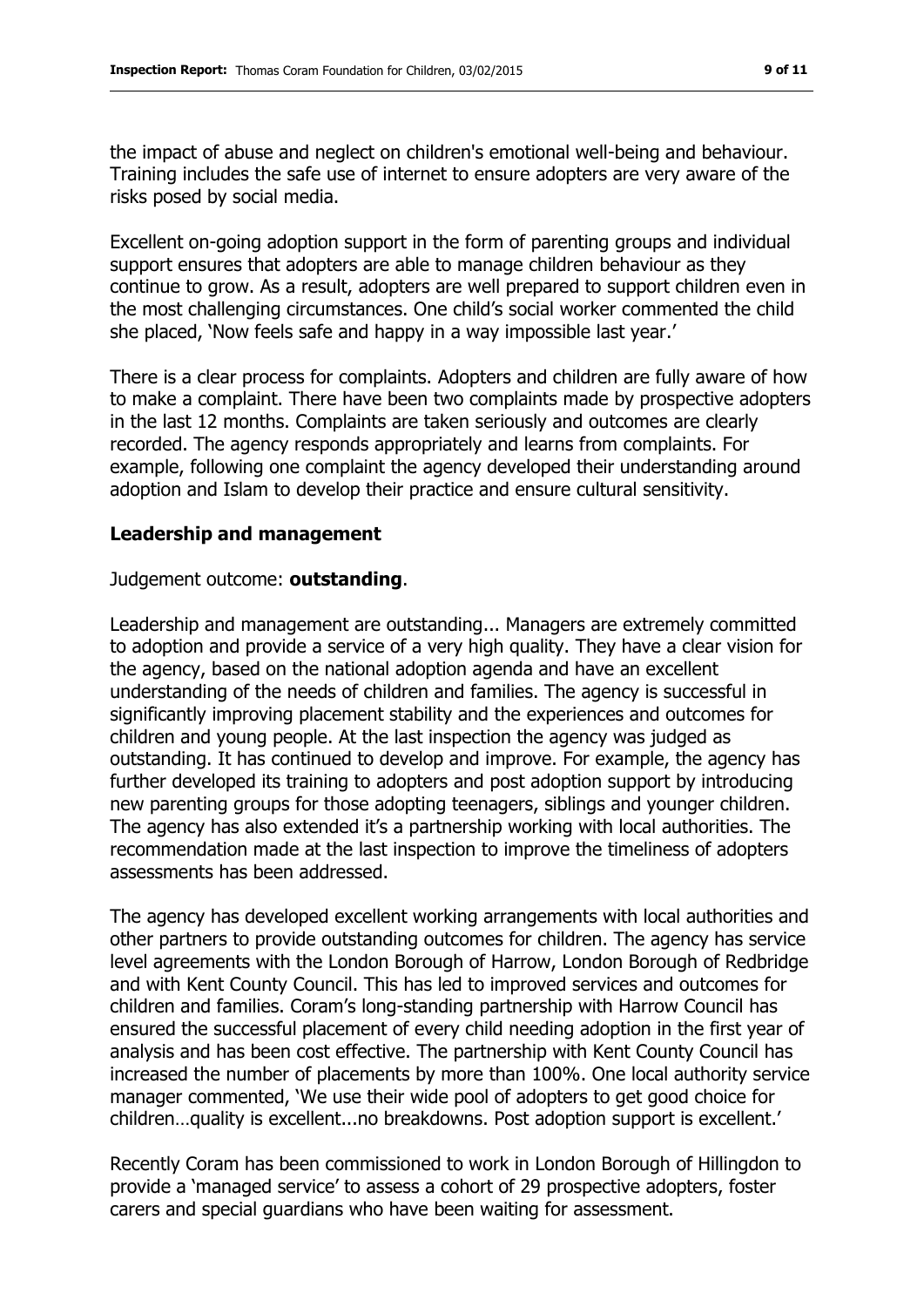the impact of abuse and neglect on children's emotional well-being and behaviour. Training includes the safe use of internet to ensure adopters are very aware of the risks posed by social media.

Excellent on-going adoption support in the form of parenting groups and individual support ensures that adopters are able to manage children behaviour as they continue to grow. As a result, adopters are well prepared to support children even in the most challenging circumstances. One child's social worker commented the child she placed, 'Now feels safe and happy in a way impossible last year.'

There is a clear process for complaints. Adopters and children are fully aware of how to make a complaint. There have been two complaints made by prospective adopters in the last 12 months. Complaints are taken seriously and outcomes are clearly recorded. The agency responds appropriately and learns from complaints. For example, following one complaint the agency developed their understanding around adoption and Islam to develop their practice and ensure cultural sensitivity.

## Leadership and management

Judgement outcome: **outstanding**.

Leadership and management are outstanding... Managers are extremely committed to adoption and provide a service of a very high quality. They have a clear vision for the agency, based on the national adoption agenda and have an excellent understanding of the needs of children and families. The agency is successful in significantly improving placement stability and the experiences and outcomes for children and young people. At the last inspection the agency was judged as outstanding. It has continued to develop and improve. For example, the agency has further developed its training to adopters and post adoption support by introducing new parenting groups for those adopting teenagers, siblings and younger children. The agency has also extended it's a partnership working with local authorities. The recommendation made at the last inspection to improve the timeliness of adopters assessments has been addressed.

The agency has developed excellent working arrangements with local authorities and other partners to provide outstanding outcomes for children. The agency has service level agreements with the London Borough of Harrow, London Borough of Redbridge and with Kent County Council. This has led to improved services and outcomes for children and families. Coram's long-standing partnership with Harrow Council has ensured the successful placement of every child needing adoption in the first year of analysis and has been cost effective. The partnership with Kent County Council has increased the number of placements by more than 100%. One local authority service manager commented, 'We use their wide pool of adopters to get good choice for children…quality is excellent...no breakdowns. Post adoption support is excellent.'

Recently Coram has been commissioned to work in London Borough of Hillingdon to provide a 'managed service' to assess a cohort of 29 prospective adopters, foster carers and special guardians who have been waiting for assessment.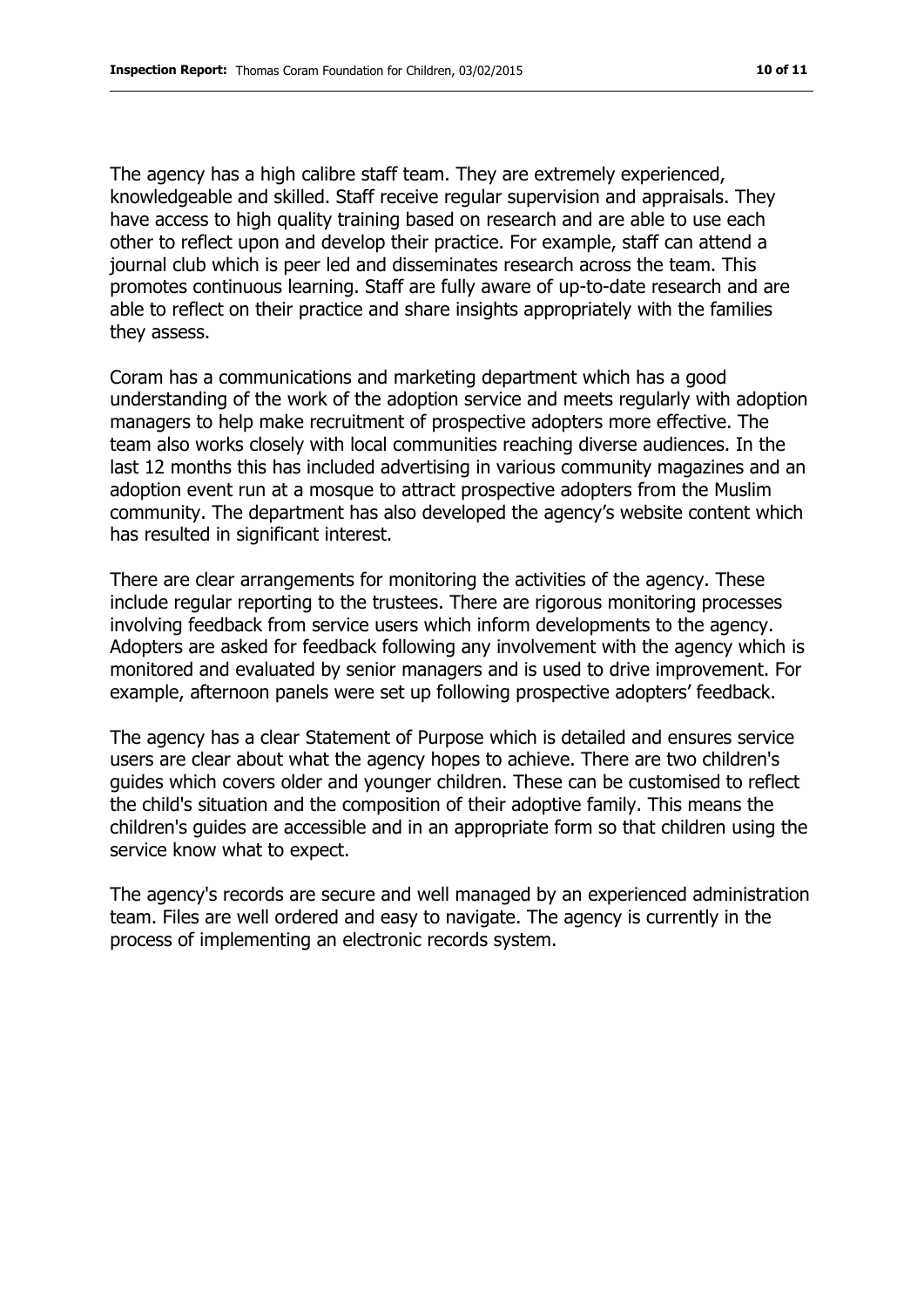The agency has a high calibre staff team. They are extremely experienced, knowledgeable and skilled. Staff receive regular supervision and appraisals. They have access to high quality training based on research and are able to use each other to reflect upon and develop their practice. For example, staff can attend a journal club which is peer led and disseminates research across the team. This promotes continuous learning. Staff are fully aware of up-to-date research and are able to reflect on their practice and share insights appropriately with the families they assess.

Coram has a communications and marketing department which has a good understanding of the work of the adoption service and meets regularly with adoption managers to help make recruitment of prospective adopters more effective. The team also works closely with local communities reaching diverse audiences. In the last 12 months this has included advertising in various community magazines and an adoption event run at a mosque to attract prospective adopters from the Muslim community. The department has also developed the agency's website content which has resulted in significant interest.

There are clear arrangements for monitoring the activities of the agency. These include regular reporting to the trustees. There are rigorous monitoring processes involving feedback from service users which inform developments to the agency. Adopters are asked for feedback following any involvement with the agency which is monitored and evaluated by senior managers and is used to drive improvement. For example, afternoon panels were set up following prospective adopters' feedback.

The agency has a clear Statement of Purpose which is detailed and ensures service users are clear about what the agency hopes to achieve. There are two children's guides which covers older and younger children. These can be customised to reflect the child's situation and the composition of their adoptive family. This means the children's guides are accessible and in an appropriate form so that children using the service know what to expect.

The agency's records are secure and well managed by an experienced administration team. Files are well ordered and easy to navigate. The agency is currently in the process of implementing an electronic records system.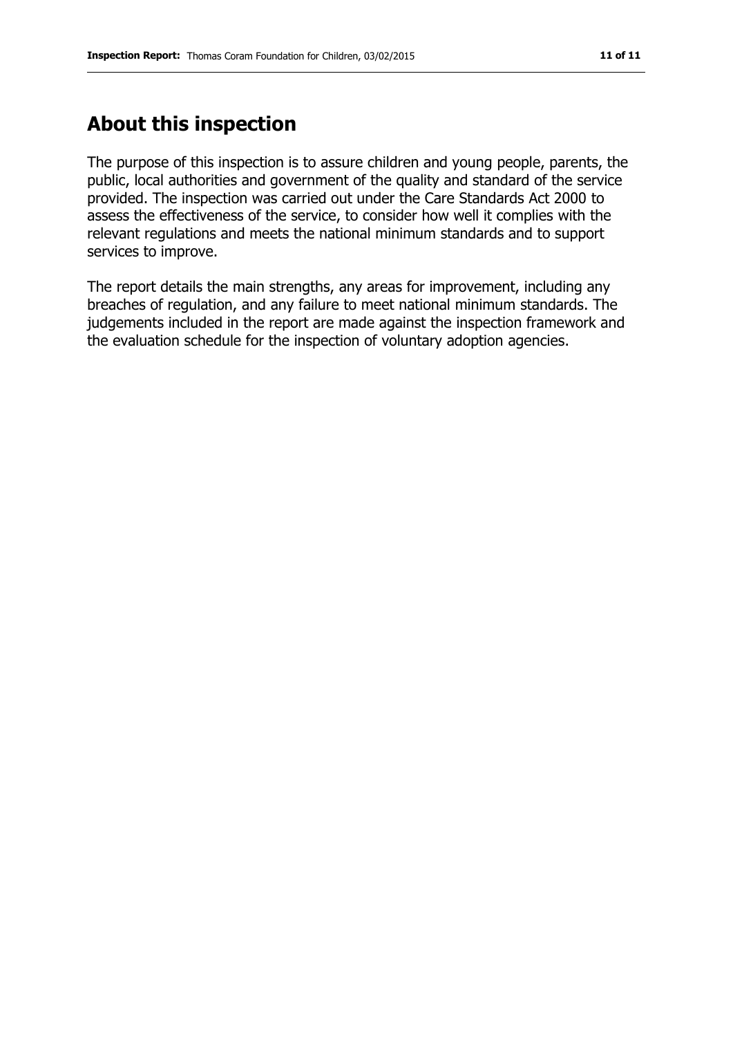## About this inspection

The purpose of this inspection is to assure children and young people, parents, the public, local authorities and government of the quality and standard of the service provided. The inspection was carried out under the Care Standards Act 2000 to assess the effectiveness of the service, to consider how well it complies with the relevant regulations and meets the national minimum standards and to support services to improve.

The report details the main strengths, any areas for improvement, including any breaches of regulation, and any failure to meet national minimum standards. The judgements included in the report are made against the inspection framework and the evaluation schedule for the inspection of voluntary adoption agencies.